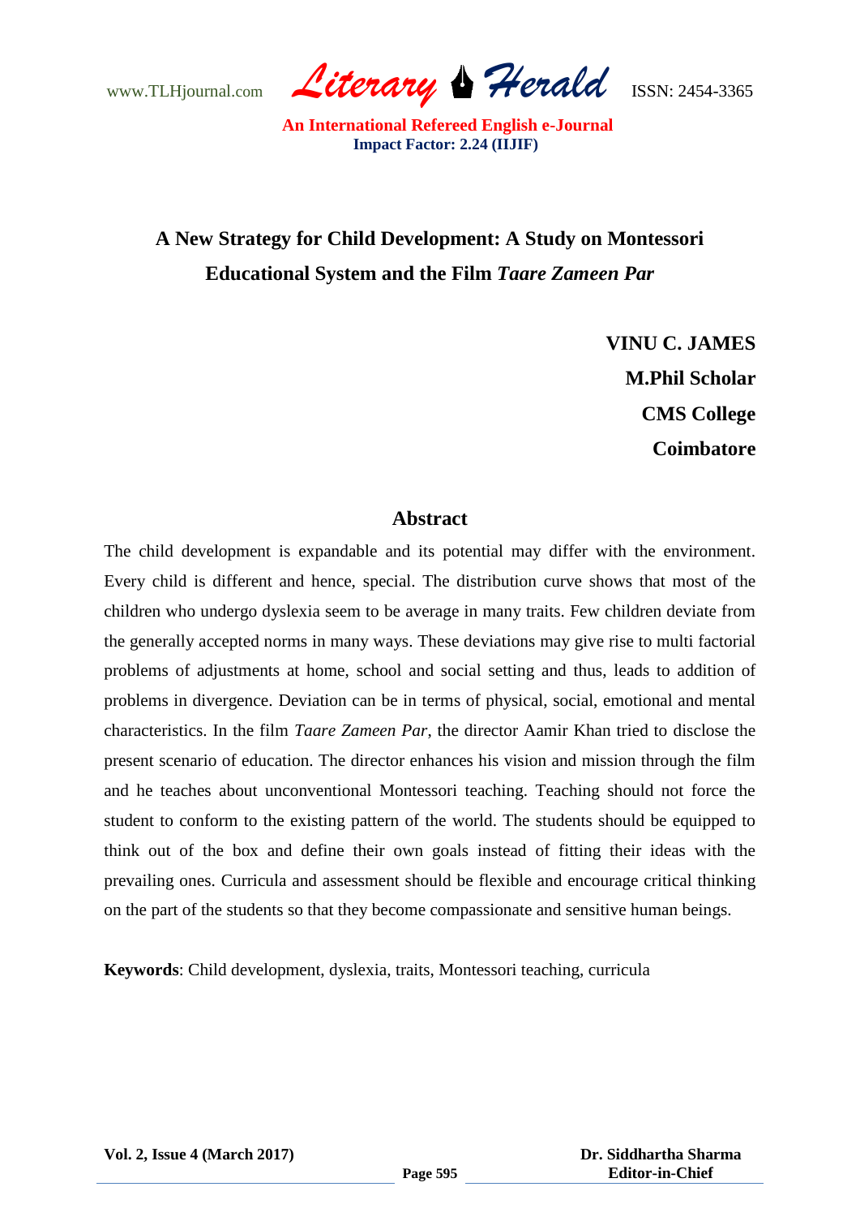# A New Strategy for Child Development: A Study on Montessori Educational System and the Film *Taare Zameen Par*

**VINU C. JAMES**
**M.Phil Scholar**
**CMS College**
**Coimbatore**

## Abstract

The child development is expandable and its potential may differ with the environment. Every child is different and hence, special. The distribution curve shows that most of the children who undergo dyslexia seem to be average in many traits. Few children deviate from the generally accepted norms in many ways. These deviations may give rise to multi factorial problems of adjustments at home, school and social setting and thus, leads to addition of problems in divergence. Deviation can be in terms of physical, social, emotional and mental characteristics. In the film *Taare Zameen Par*, the director Aamir Khan tried to disclose the present scenario of education. The director enhances his vision and mission through the film and he teaches about unconventional Montessori teaching. Teaching should not force the student to conform to the existing pattern of the world. The students should be equipped to think out of the box and define their own goals instead of fitting their ideas with the prevailing ones. Curricula and assessment should be flexible and encourage critical thinking on the part of the students so that they become compassionate and sensitive human beings.

**Keywords**: Child development, dyslexia, traits, Montessori teaching, curricula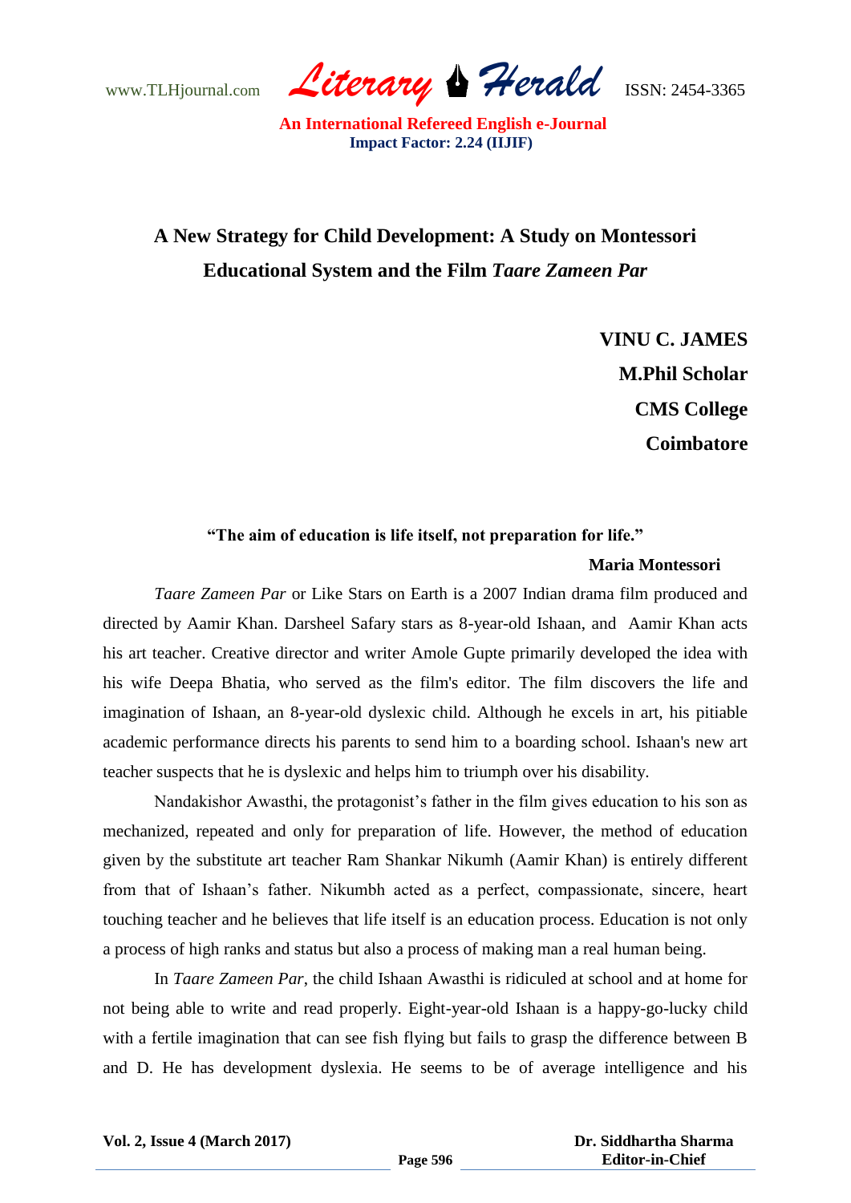# A New Strategy for Child Development: A Study on Montessori Educational System and the Film *Taare Zameen Par*

**VINU C. JAMES**
**M.Phil Scholar**
**CMS College**
**Coimbatore**

**"The aim of education is life itself, not preparation for life."**

**Maria Montessori**

*Taare Zameen Par* or Like Stars on Earth is a 2007 Indian drama film produced and directed by Aamir Khan. Darsheel Safary stars as 8-year-old Ishaan, and Aamir Khan acts his art teacher. Creative director and writer Amole Gupte primarily developed the idea with his wife Deepa Bhatia, who served as the film's editor. The film discovers the life and imagination of Ishaan, an 8-year-old dyslexic child. Although he excels in art, his pitiable academic performance directs his parents to send him to a boarding school. Ishaan's new art teacher suspects that he is dyslexic and helps him to triumph over his disability.

Nandakishor Awasthi, the protagonist's father in the film gives education to his son as mechanized, repeated and only for preparation of life. However, the method of education given by the substitute art teacher Ram Shankar Nikumh (Aamir Khan) is entirely different from that of Ishaan's father. Nikumbh acted as a perfect, compassionate, sincere, heart touching teacher and he believes that life itself is an education process. Education is not only a process of high ranks and status but also a process of making man a real human being.

In *Taare Zameen Par*, the child Ishaan Awasthi is ridiculed at school and at home for not being able to write and read properly. Eight-year-old Ishaan is a happy-go-lucky child with a fertile imagination that can see fish flying but fails to grasp the difference between B and D. He has development dyslexia. He seems to be of average intelligence and his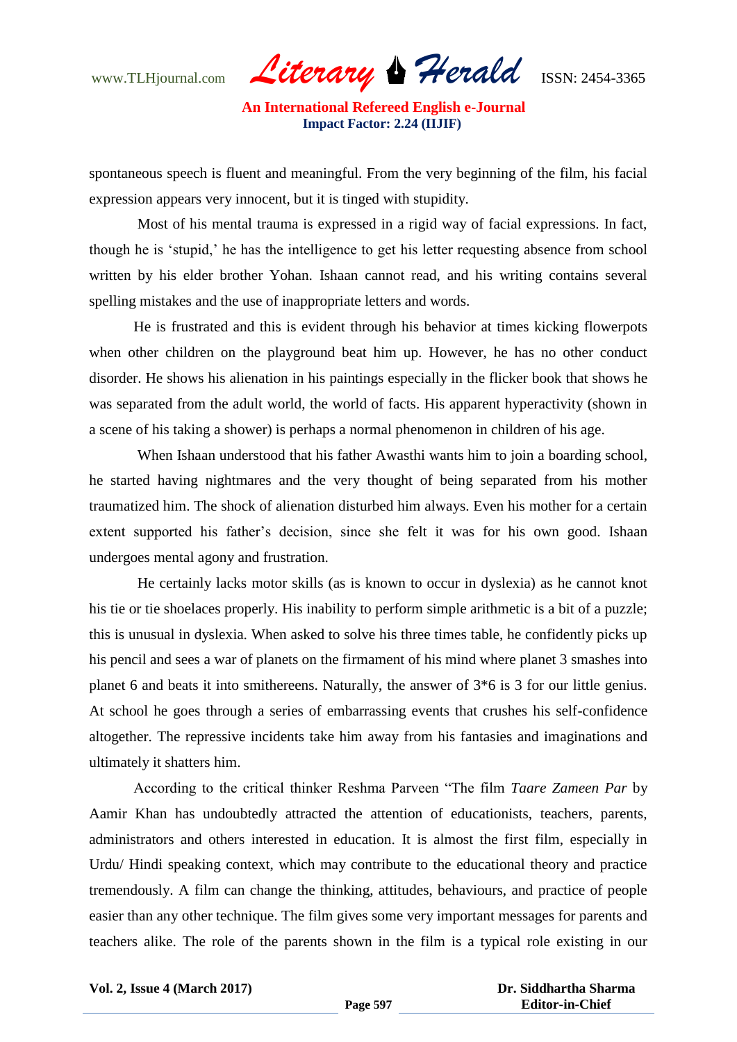spontaneous speech is fluent and meaningful. From the very beginning of the film, his facial expression appears very innocent, but it is tinged with stupidity.

Most of his mental trauma is expressed in a rigid way of facial expressions. In fact, though he is 'stupid,' he has the intelligence to get his letter requesting absence from school written by his elder brother Yohan. Ishaan cannot read, and his writing contains several spelling mistakes and the use of inappropriate letters and words.

He is frustrated and this is evident through his behavior at times kicking flowerpots when other children on the playground beat him up. However, he has no other conduct disorder. He shows his alienation in his paintings especially in the flicker book that shows he was separated from the adult world, the world of facts. His apparent hyperactivity (shown in a scene of his taking a shower) is perhaps a normal phenomenon in children of his age.

When Ishaan understood that his father Awasthi wants him to join a boarding school, he started having nightmares and the very thought of being separated from his mother traumatized him. The shock of alienation disturbed him always. Even his mother for a certain extent supported his father's decision, since she felt it was for his own good. Ishaan undergoes mental agony and frustration.

He certainly lacks motor skills (as is known to occur in dyslexia) as he cannot knot his tie or tie shoelaces properly. His inability to perform simple arithmetic is a bit of a puzzle; this is unusual in dyslexia. When asked to solve his three times table, he confidently picks up his pencil and sees a war of planets on the firmament of his mind where planet 3 smashes into planet 6 and beats it into smithereens. Naturally, the answer of 3*6 is 3 for our little genius. At school he goes through a series of embarrassing events that crushes his self-confidence altogether. The repressive incidents take him away from his fantasies and imaginations and ultimately it shatters him.

According to the critical thinker Reshma Parveen "The film *Taare Zameen Par* by Aamir Khan has undoubtedly attracted the attention of educationists, teachers, parents, administrators and others interested in education. It is almost the first film, especially in Urdu/ Hindi speaking context, which may contribute to the educational theory and practice tremendously. A film can change the thinking, attitudes, behaviours, and practice of people easier than any other technique. The film gives some very important messages for parents and teachers alike. The role of the parents shown in the film is a typical role existing in our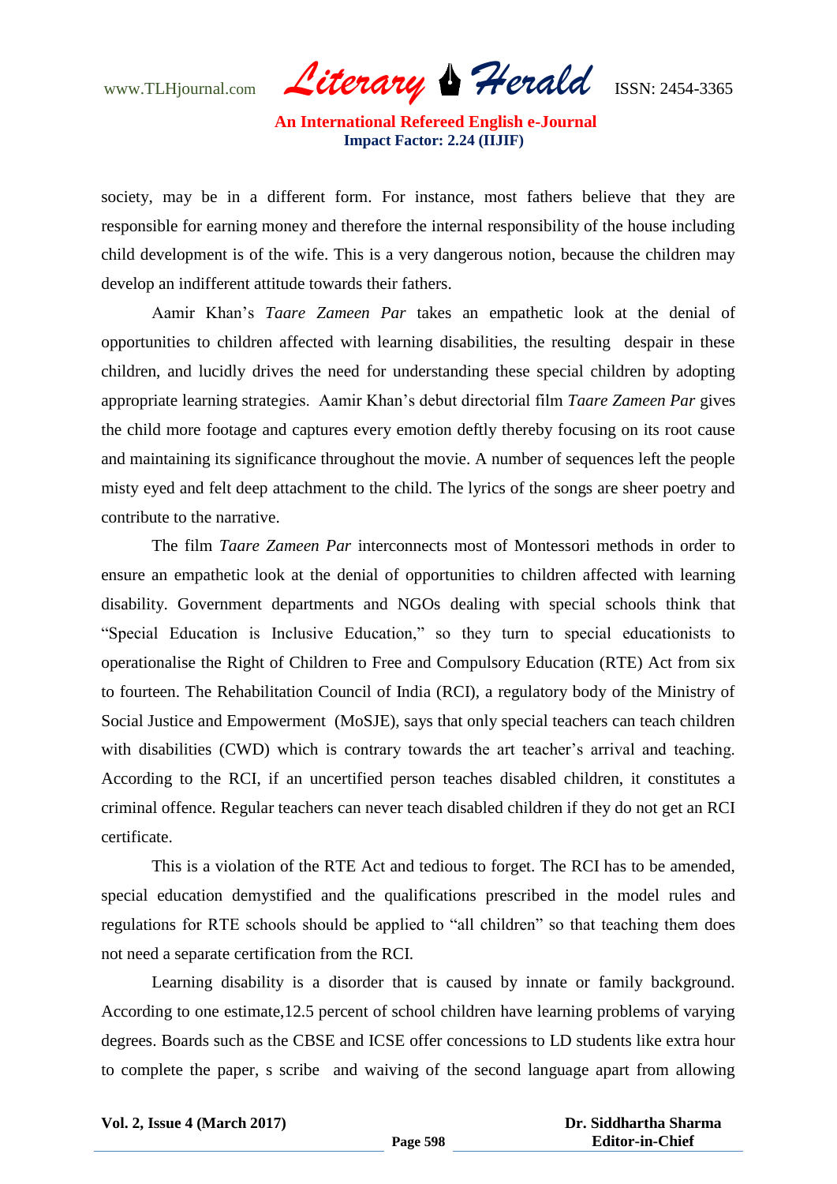society, may be in a different form. For instance, most fathers believe that they are responsible for earning money and therefore the internal responsibility of the house including child development is of the wife. This is a very dangerous notion, because the children may develop an indifferent attitude towards their fathers.

Aamir Khan's *Taare Zameen Par* takes an empathetic look at the denial of opportunities to children affected with learning disabilities, the resulting despair in these children, and lucidly drives the need for understanding these special children by adopting appropriate learning strategies. Aamir Khan's debut directorial film *Taare Zameen Par* gives the child more footage and captures every emotion deftly thereby focusing on its root cause and maintaining its significance throughout the movie. A number of sequences left the people misty eyed and felt deep attachment to the child. The lyrics of the songs are sheer poetry and contribute to the narrative.

The film *Taare Zameen Par* interconnects most of Montessori methods in order to ensure an empathetic look at the denial of opportunities to children affected with learning disability. Government departments and NGOs dealing with special schools think that "Special Education is Inclusive Education," so they turn to special educationists to operationalise the Right of Children to Free and Compulsory Education (RTE) Act from six to fourteen. The Rehabilitation Council of India (RCI), a regulatory body of the Ministry of Social Justice and Empowerment (MoSJE), says that only special teachers can teach children with disabilities (CWD) which is contrary towards the art teacher's arrival and teaching. According to the RCI, if an uncertified person teaches disabled children, it constitutes a criminal offence. Regular teachers can never teach disabled children if they do not get an RCI certificate.

This is a violation of the RTE Act and tedious to forget. The RCI has to be amended, special education demystified and the qualifications prescribed in the model rules and regulations for RTE schools should be applied to "all children" so that teaching them does not need a separate certification from the RCI.

Learning disability is a disorder that is caused by innate or family background. According to one estimate,12.5 percent of school children have learning problems of varying degrees. Boards such as the CBSE and ICSE offer concessions to LD students like extra hour to complete the paper, s scribe and waiving of the second language apart from allowing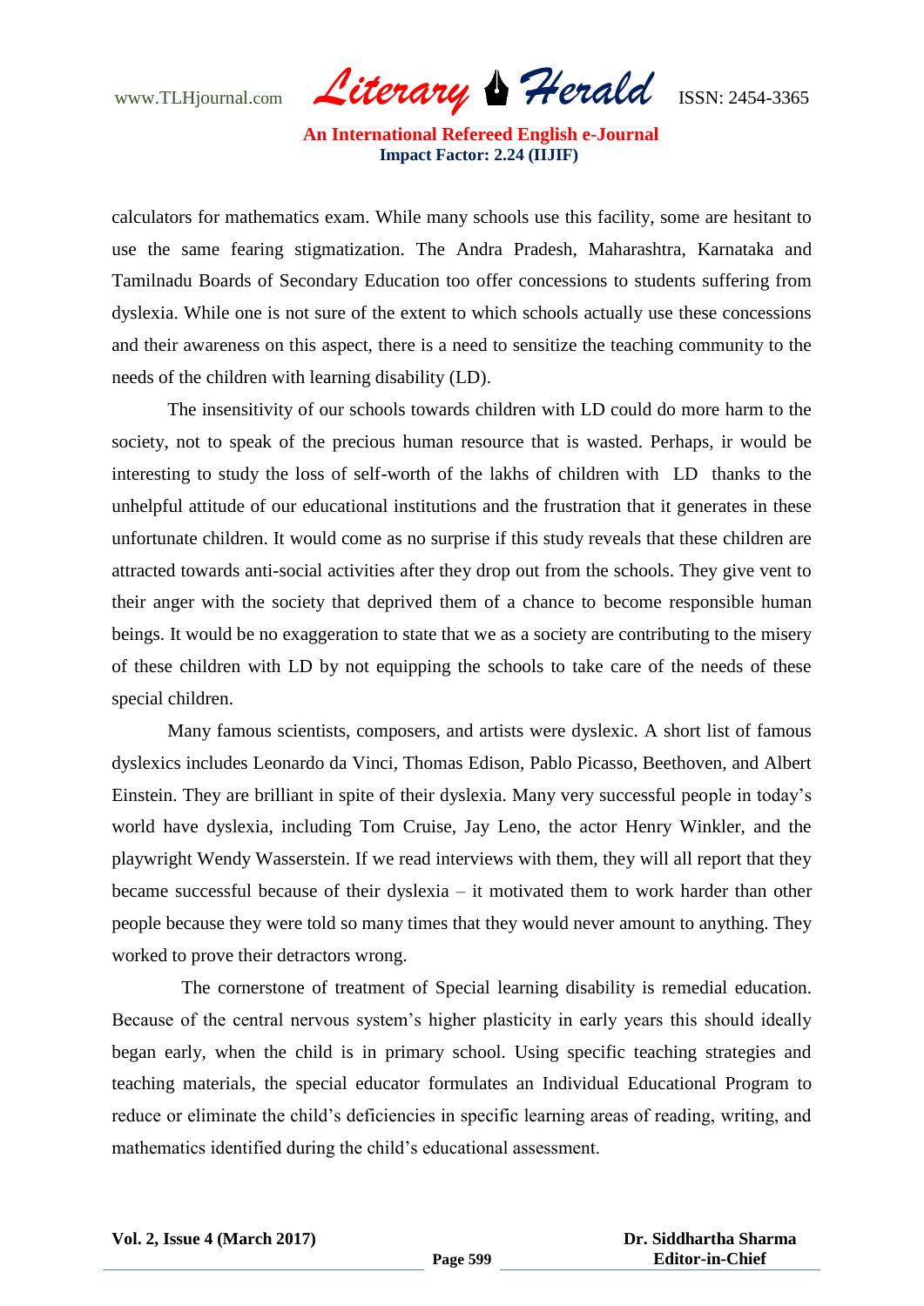calculators for mathematics exam. While many schools use this facility, some are hesitant to use the same fearing stigmatization. The Andra Pradesh, Maharashtra, Karnataka and Tamilnadu Boards of Secondary Education too offer concessions to students suffering from dyslexia. While one is not sure of the extent to which schools actually use these concessions and their awareness on this aspect, there is a need to sensitize the teaching community to the needs of the children with learning disability (LD).

The insensitivity of our schools towards children with LD could do more harm to the society, not to speak of the precious human resource that is wasted. Perhaps, ir would be interesting to study the loss of self-worth of the lakhs of children with LD thanks to the unhelpful attitude of our educational institutions and the frustration that it generates in these unfortunate children. It would come as no surprise if this study reveals that these children are attracted towards anti-social activities after they drop out from the schools. They give vent to their anger with the society that deprived them of a chance to become responsible human beings. It would be no exaggeration to state that we as a society are contributing to the misery of these children with LD by not equipping the schools to take care of the needs of these special children.

Many famous scientists, composers, and artists were dyslexic. A short list of famous dyslexics includes Leonardo da Vinci, Thomas Edison, Pablo Picasso, Beethoven, and Albert Einstein. They are brilliant in spite of their dyslexia. Many very successful people in today's world have dyslexia, including Tom Cruise, Jay Leno, the actor Henry Winkler, and the playwright Wendy Wasserstein. If we read interviews with them, they will all report that they became successful because of their dyslexia – it motivated them to work harder than other people because they were told so many times that they would never amount to anything. They worked to prove their detractors wrong.

The cornerstone of treatment of Special learning disability is remedial education. Because of the central nervous system's higher plasticity in early years this should ideally began early, when the child is in primary school. Using specific teaching strategies and teaching materials, the special educator formulates an Individual Educational Program to reduce or eliminate the child's deficiencies in specific learning areas of reading, writing, and mathematics identified during the child's educational assessment.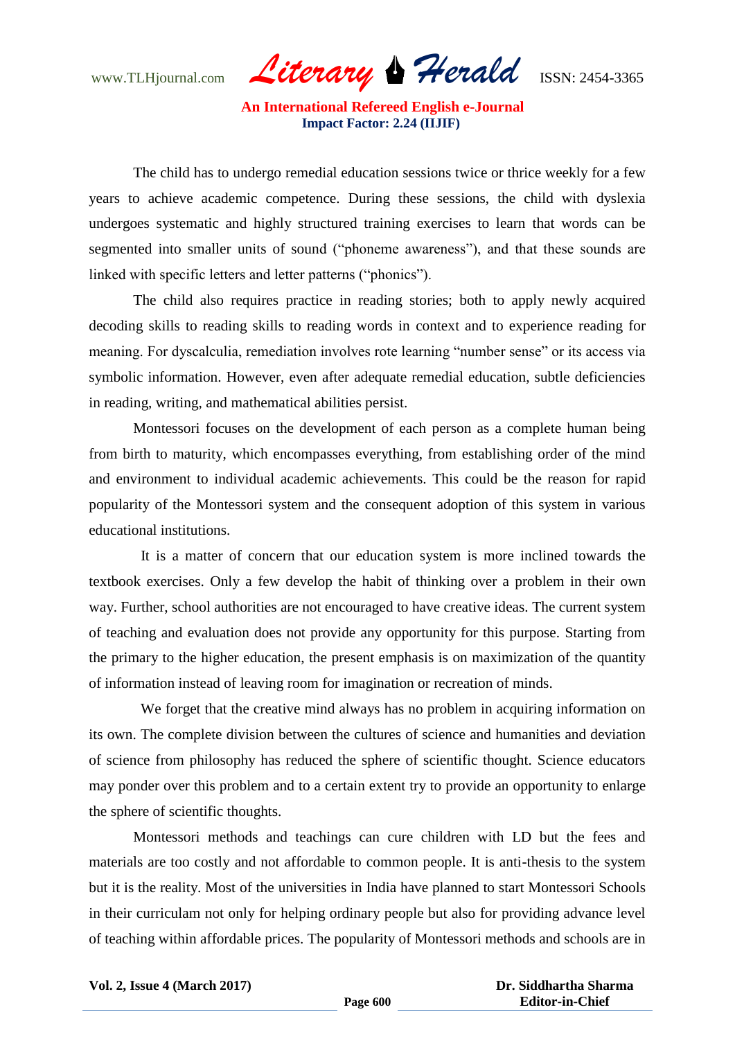The child has to undergo remedial education sessions twice or thrice weekly for a few years to achieve academic competence. During these sessions, the child with dyslexia undergoes systematic and highly structured training exercises to learn that words can be segmented into smaller units of sound (“phoneme awareness”), and that these sounds are linked with specific letters and letter patterns (“phonics”).

The child also requires practice in reading stories; both to apply newly acquired decoding skills to reading skills to reading words in context and to experience reading for meaning. For dyscalculia, remediation involves rote learning “number sense” or its access via symbolic information. However, even after adequate remedial education, subtle deficiencies in reading, writing, and mathematical abilities persist.

Montessori focuses on the development of each person as a complete human being from birth to maturity, which encompasses everything, from establishing order of the mind and environment to individual academic achievements. This could be the reason for rapid popularity of the Montessori system and the consequent adoption of this system in various educational institutions.

It is a matter of concern that our education system is more inclined towards the textbook exercises. Only a few develop the habit of thinking over a problem in their own way. Further, school authorities are not encouraged to have creative ideas. The current system of teaching and evaluation does not provide any opportunity for this purpose. Starting from the primary to the higher education, the present emphasis is on maximization of the quantity of information instead of leaving room for imagination or recreation of minds.

We forget that the creative mind always has no problem in acquiring information on its own. The complete division between the cultures of science and humanities and deviation of science from philosophy has reduced the sphere of scientific thought. Science educators may ponder over this problem and to a certain extent try to provide an opportunity to enlarge the sphere of scientific thoughts.

Montessori methods and teachings can cure children with LD but the fees and materials are too costly and not affordable to common people. It is anti-thesis to the system but it is the reality. Most of the universities in India have planned to start Montessori Schools in their curriculam not only for helping ordinary people but also for providing advance level of teaching within affordable prices. The popularity of Montessori methods and schools are in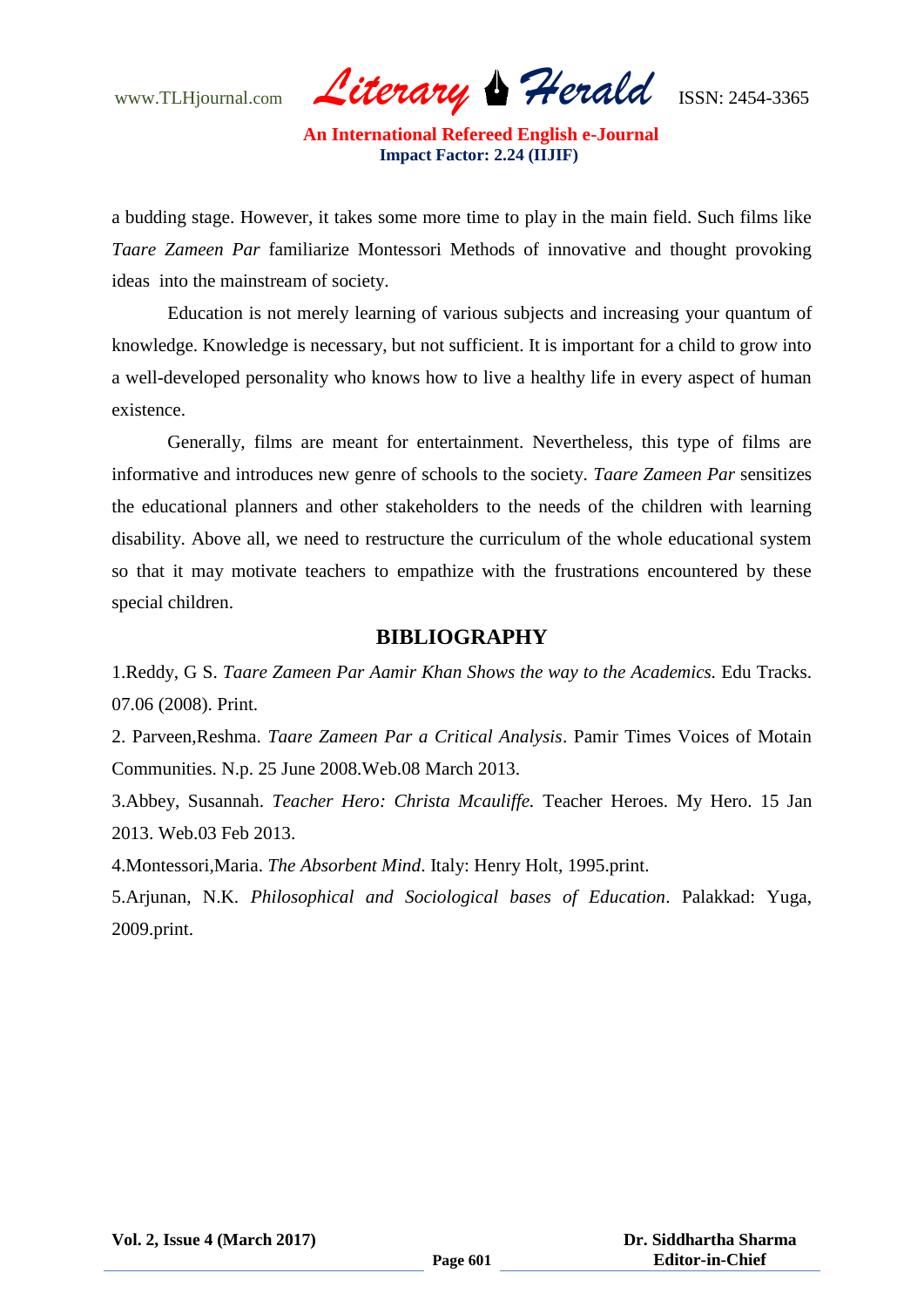a budding stage. However, it takes some more time to play in the main field. Such films like *Taare Zameen Par* familiarize Montessori Methods of innovative and thought provoking ideas into the mainstream of society.

Education is not merely learning of various subjects and increasing your quantum of knowledge. Knowledge is necessary, but not sufficient. It is important for a child to grow into a well-developed personality who knows how to live a healthy life in every aspect of human existence.

Generally, films are meant for entertainment. Nevertheless, this type of films are informative and introduces new genre of schools to the society. *Taare Zameen Par* sensitizes the educational planners and other stakeholders to the needs of the children with learning disability. Above all, we need to restructure the curriculum of the whole educational system so that it may motivate teachers to empathize with the frustrations encountered by these special children.

## BIBLIOGRAPHY

1.Reddy, G S. *Taare Zameen Par Aamir Khan Shows the way to the Academics.* Edu Tracks. 07.06 (2008). Print.

2. Parveen,Reshma. *Taare Zameen Par a Critical Analysis*. Pamir Times Voices of Motain Communities. N.p. 25 June 2008.Web.08 March 2013.

3.Abbey, Susannah. *Teacher Hero: Christa Mcauliffe.* Teacher Heroes. My Hero. 15 Jan 2013. Web.03 Feb 2013.

4.Montessori,Maria. *The Absorbent Mind*. Italy: Henry Holt, 1995.print.

5.Arjunan, N.K. *Philosophical and Sociological bases of Education*. Palakkad: Yuga, 2009.print.